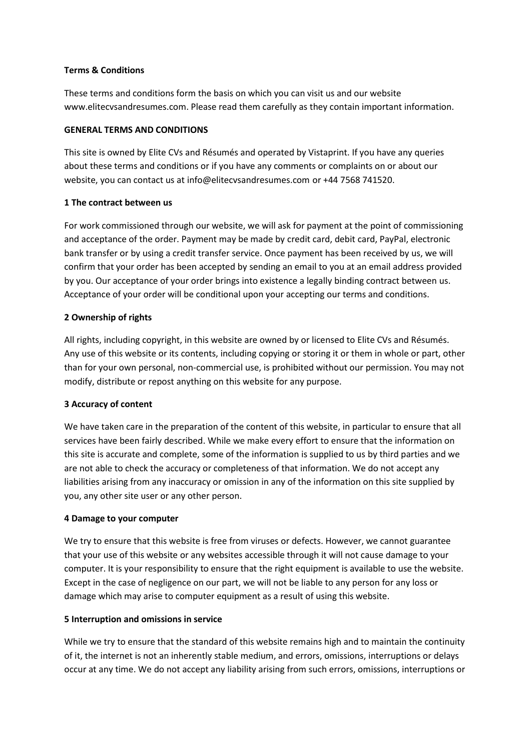**Terms & Conditions**

These terms and conditions form the basis on which you can visit us and our website www.elitecvsandresumes.com. Please read them carefully as they contain important information.

**GENERAL TERMS AND CONDITIONS**

This site is owned by Elite CVs and Résumés and operated by Vistaprint. If you have any queries about these terms and conditions or if you have any comments or complaints on or about our website, you can contact us at info@elitecvsandresumes.com or +44 7568 741520.

**1 The contract between us**

For work commissioned through our website, we will ask for payment at the point of commissioning and acceptance of the order. Payment may be made by credit card, debit card, PayPal, electronic bank transfer or by using a credit transfer service. Once payment has been received by us, we will confirm that your order has been accepted by sending an email to you at an email address provided by you. Our acceptance of your order brings into existence a legally binding contract between us. Acceptance of your order will be conditional upon your accepting our terms and conditions.

**2 Ownership of rights**

All rights, including copyright, in this website are owned by or licensed to Elite CVs and Résumés. Any use of this website or its contents, including copying or storing it or them in whole or part, other than for your own personal, non-commercial use, is prohibited without our permission. You may not modify, distribute or repost anything on this website for any purpose.

**3 Accuracy of content**

We have taken care in the preparation of the content of this website, in particular to ensure that all services have been fairly described. While we make every effort to ensure that the information on this site is accurate and complete, some of the information is supplied to us by third parties and we are not able to check the accuracy or completeness of that information. We do not accept any liabilities arising from any inaccuracy or omission in any of the information on this site supplied by you, any other site user or any other person.

**4 Damage to your computer**

We try to ensure that this website is free from viruses or defects. However, we cannot guarantee that your use of this website or any websites accessible through it will not cause damage to your computer. It is your responsibility to ensure that the right equipment is available to use the website. Except in the case of negligence on our part, we will not be liable to any person for any loss or damage which may arise to computer equipment as a result of using this website.

**5 Interruption and omissions in service**

While we try to ensure that the standard of this website remains high and to maintain the continuity of it, the internet is not an inherently stable medium, and errors, omissions, interruptions or delays occur at any time. We do not accept any liability arising from such errors, omissions, interruptions or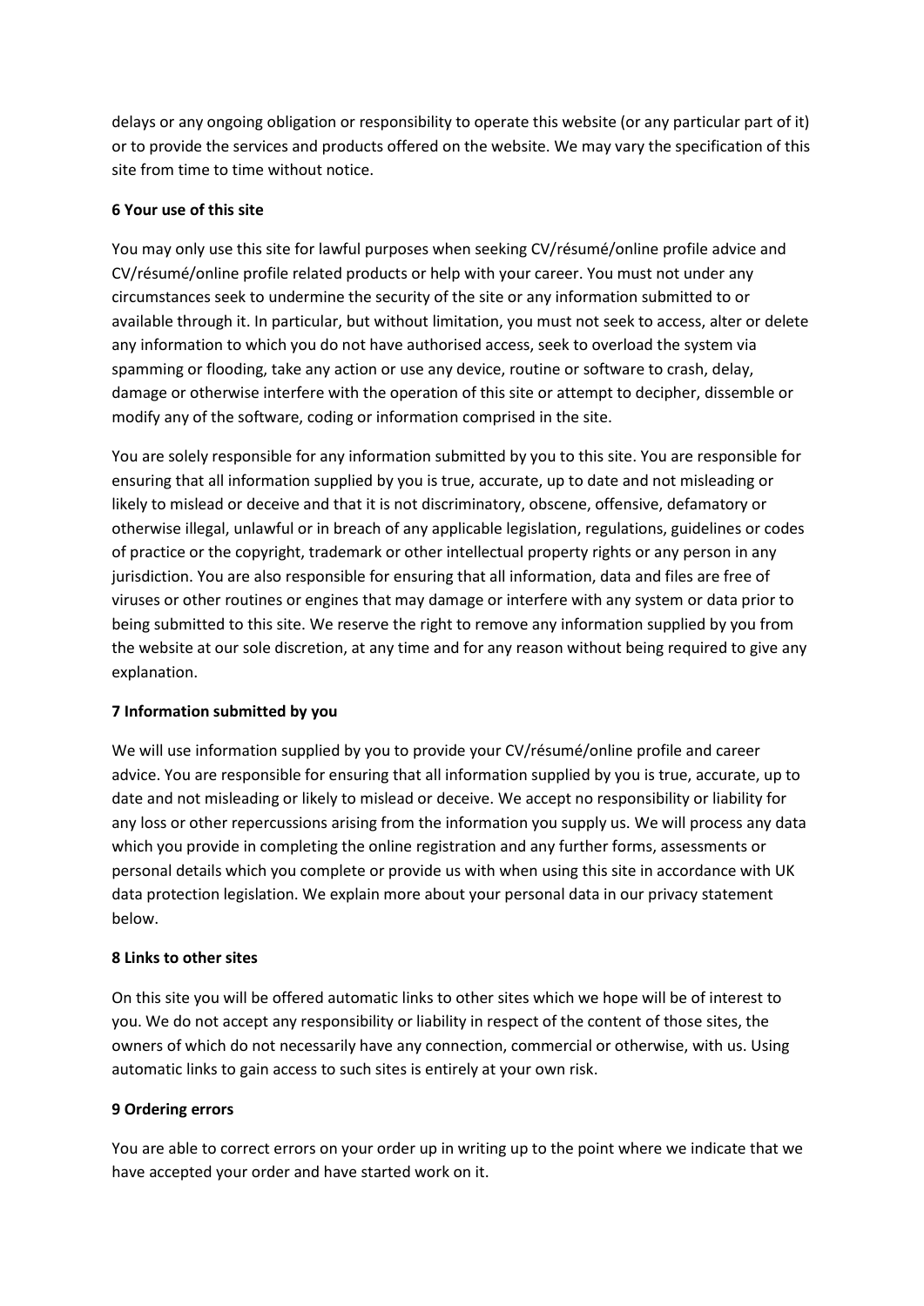delays or any ongoing obligation or responsibility to operate this website (or any particular part of it) or to provide the services and products offered on the website. We may vary the specification of this site from time to time without notice.

**6 Your use of this site**

You may only use this site for lawful purposes when seeking CV/résumé/online profile advice and CV/résumé/online profile related products or help with your career. You must not under any circumstances seek to undermine the security of the site or any information submitted to or available through it. In particular, but without limitation, you must not seek to access, alter or delete any information to which you do not have authorised access, seek to overload the system via spamming or flooding, take any action or use any device, routine or software to crash, delay, damage or otherwise interfere with the operation of this site or attempt to decipher, dissemble or modify any of the software, coding or information comprised in the site.

You are solely responsible for any information submitted by you to this site. You are responsible for ensuring that all information supplied by you is true, accurate, up to date and not misleading or likely to mislead or deceive and that it is not discriminatory, obscene, offensive, defamatory or otherwise illegal, unlawful or in breach of any applicable legislation, regulations, guidelines or codes of practice or the copyright, trademark or other intellectual property rights or any person in any jurisdiction. You are also responsible for ensuring that all information, data and files are free of viruses or other routines or engines that may damage or interfere with any system or data prior to being submitted to this site. We reserve the right to remove any information supplied by you from the website at our sole discretion, at any time and for any reason without being required to give any explanation.

**7 Information submitted by you**

We will use information supplied by you to provide your CV/résumé/online profile and career advice. You are responsible for ensuring that all information supplied by you is true, accurate, up to date and not misleading or likely to mislead or deceive. We accept no responsibility or liability for any loss or other repercussions arising from the information you supply us. We will process any data which you provide in completing the online registration and any further forms, assessments or personal details which you complete or provide us with when using this site in accordance with UK data protection legislation. We explain more about your personal data in our privacy statement below.

**8 Links to other sites**

On this site you will be offered automatic links to other sites which we hope will be of interest to you. We do not accept any responsibility or liability in respect of the content of those sites, the owners of which do not necessarily have any connection, commercial or otherwise, with us. Using automatic links to gain access to such sites is entirely at your own risk.

**9 Ordering errors**

You are able to correct errors on your order up in writing up to the point where we indicate that we have accepted your order and have started work on it.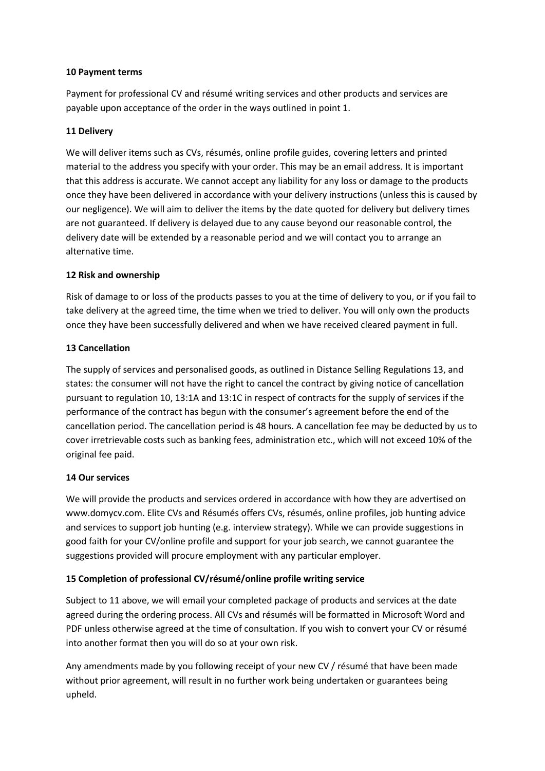**10 Payment terms**

Payment for professional CV and résumé writing services and other products and services are payable upon acceptance of the order in the ways outlined in point 1.

**11 Delivery**

We will deliver items such as CVs, résumés, online profile guides, covering letters and printed material to the address you specify with your order. This may be an email address. It is important that this address is accurate. We cannot accept any liability for any loss or damage to the products once they have been delivered in accordance with your delivery instructions (unless this is caused by our negligence). We will aim to deliver the items by the date quoted for delivery but delivery times are not guaranteed. If delivery is delayed due to any cause beyond our reasonable control, the delivery date will be extended by a reasonable period and we will contact you to arrange an alternative time.

**12 Risk and ownership**

Risk of damage to or loss of the products passes to you at the time of delivery to you, or if you fail to take delivery at the agreed time, the time when we tried to deliver. You will only own the products once they have been successfully delivered and when we have received cleared payment in full.

**13 Cancellation**

The supply of services and personalised goods, as outlined in Distance Selling Regulations 13, and states: the consumer will not have the right to cancel the contract by giving notice of cancellation pursuant to regulation 10, 13:1A and 13:1C in respect of contracts for the supply of services if the performance of the contract has begun with the consumer's agreement before the end of the cancellation period. The cancellation period is 48 hours. A cancellation fee may be deducted by us to cover irretrievable costs such as banking fees, administration etc., which will not exceed 10% of the original fee paid.

**14 Our services**

We will provide the products and services ordered in accordance with how they are advertised on www.domycv.com. Elite CVs and Résumés offers CVs, résumés, online profiles, job hunting advice and services to support job hunting (e.g. interview strategy). While we can provide suggestions in good faith for your CV/online profile and support for your job search, we cannot guarantee the suggestions provided will procure employment with any particular employer.

**15 Completion of professional CV/résumé/online profile writing service**

Subject to 11 above, we will email your completed package of products and services at the date agreed during the ordering process. All CVs and résumés will be formatted in Microsoft Word and PDF unless otherwise agreed at the time of consultation. If you wish to convert your CV or résumé into another format then you will do so at your own risk.

Any amendments made by you following receipt of your new CV / résumé that have been made without prior agreement, will result in no further work being undertaken or guarantees being upheld.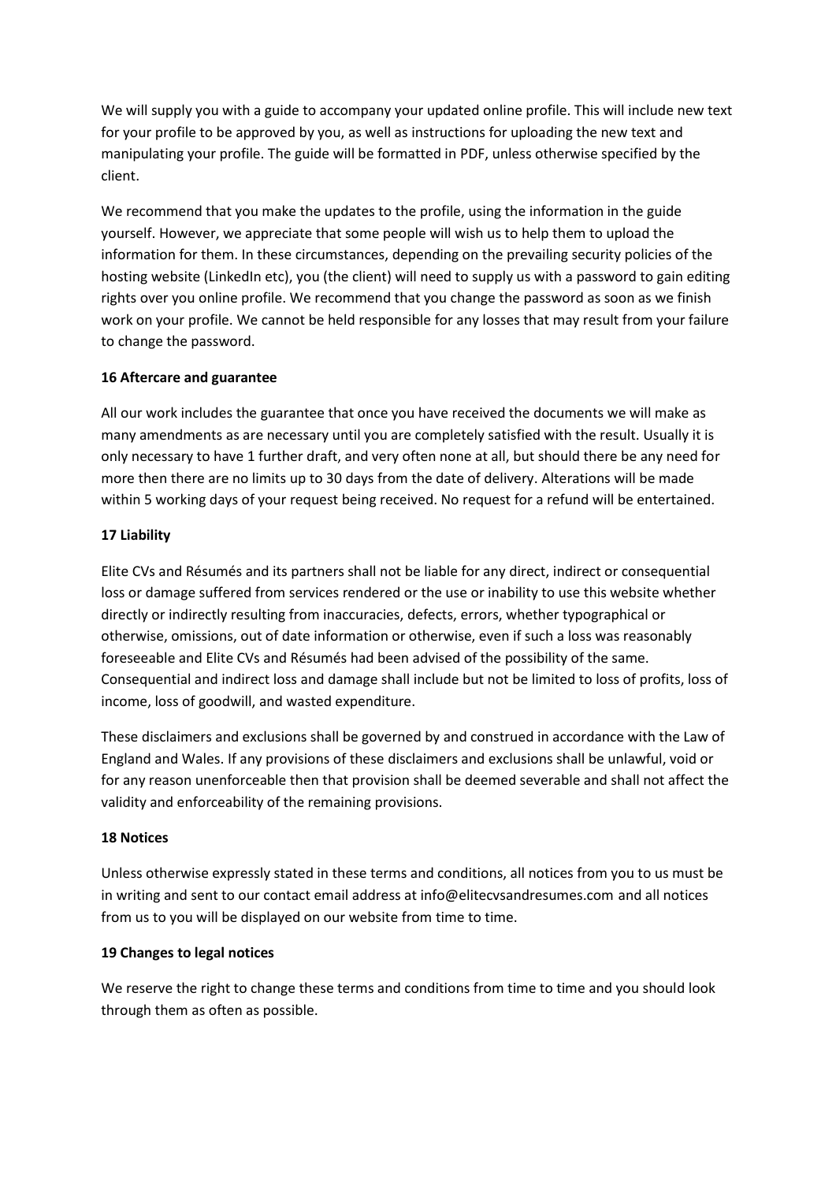We will supply you with a guide to accompany your updated online profile. This will include new text for your profile to be approved by you, as well as instructions for uploading the new text and manipulating your profile. The guide will be formatted in PDF, unless otherwise specified by the client.

We recommend that you make the updates to the profile, using the information in the guide yourself. However, we appreciate that some people will wish us to help them to upload the information for them. In these circumstances, depending on the prevailing security policies of the hosting website (LinkedIn etc), you (the client) will need to supply us with a password to gain editing rights over you online profile. We recommend that you change the password as soon as we finish work on your profile. We cannot be held responsible for any losses that may result from your failure to change the password.

**16 Aftercare and guarantee**

All our work includes the guarantee that once you have received the documents we will make as many amendments as are necessary until you are completely satisfied with the result. Usually it is only necessary to have 1 further draft, and very often none at all, but should there be any need for more then there are no limits up to 30 days from the date of delivery. Alterations will be made within 5 working days of your request being received. No request for a refund will be entertained.

**17 Liability**

Elite CVs and Résumés and its partners shall not be liable for any direct, indirect or consequential loss or damage suffered from services rendered or the use or inability to use this website whether directly or indirectly resulting from inaccuracies, defects, errors, whether typographical or otherwise, omissions, out of date information or otherwise, even if such a loss was reasonably foreseeable and Elite CVs and Résumés had been advised of the possibility of the same. Consequential and indirect loss and damage shall include but not be limited to loss of profits, loss of income, loss of goodwill, and wasted expenditure.

These disclaimers and exclusions shall be governed by and construed in accordance with the Law of England and Wales. If any provisions of these disclaimers and exclusions shall be unlawful, void or for any reason unenforceable then that provision shall be deemed severable and shall not affect the validity and enforceability of the remaining provisions.

**18 Notices**

Unless otherwise expressly stated in these terms and conditions, all notices from you to us must be in writing and sent to our contact email address at info@elitecvsandresumes.com and all notices from us to you will be displayed on our website from time to time.

**19 Changes to legal notices**

We reserve the right to change these terms and conditions from time to time and you should look through them as often as possible.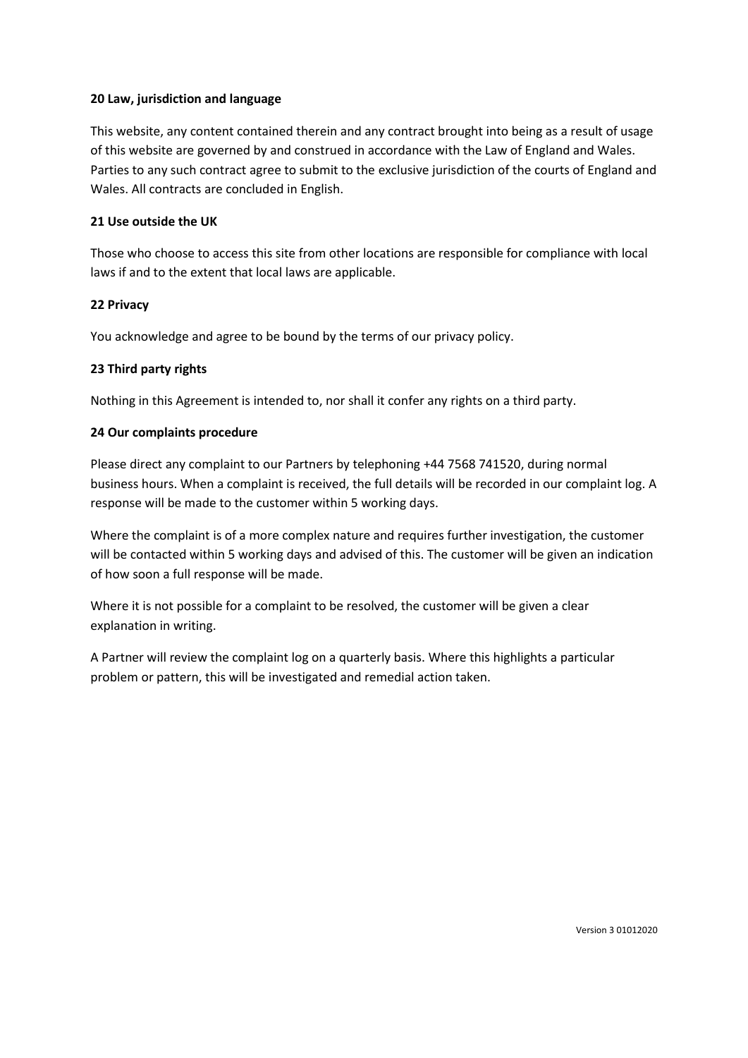**20 Law, jurisdiction and language**

This website, any content contained therein and any contract brought into being as a result of usage of this website are governed by and construed in accordance with the Law of England and Wales. Parties to any such contract agree to submit to the exclusive jurisdiction of the courts of England and Wales. All contracts are concluded in English.

**21 Use outside the UK**

Those who choose to access this site from other locations are responsible for compliance with local laws if and to the extent that local laws are applicable.

**22 Privacy**

You acknowledge and agree to be bound by the terms of our privacy policy.

**23 Third party rights**

Nothing in this Agreement is intended to, nor shall it confer any rights on a third party.

**24 Our complaints procedure**

Please direct any complaint to our Partners by telephoning +44 7568 741520, during normal business hours. When a complaint is received, the full details will be recorded in our complaint log. A response will be made to the customer within 5 working days.

Where the complaint is of a more complex nature and requires further investigation, the customer will be contacted within 5 working days and advised of this. The customer will be given an indication of how soon a full response will be made.

Where it is not possible for a complaint to be resolved, the customer will be given a clear explanation in writing.

A Partner will review the complaint log on a quarterly basis. Where this highlights a particular problem or pattern, this will be investigated and remedial action taken.

Version 3 01012020